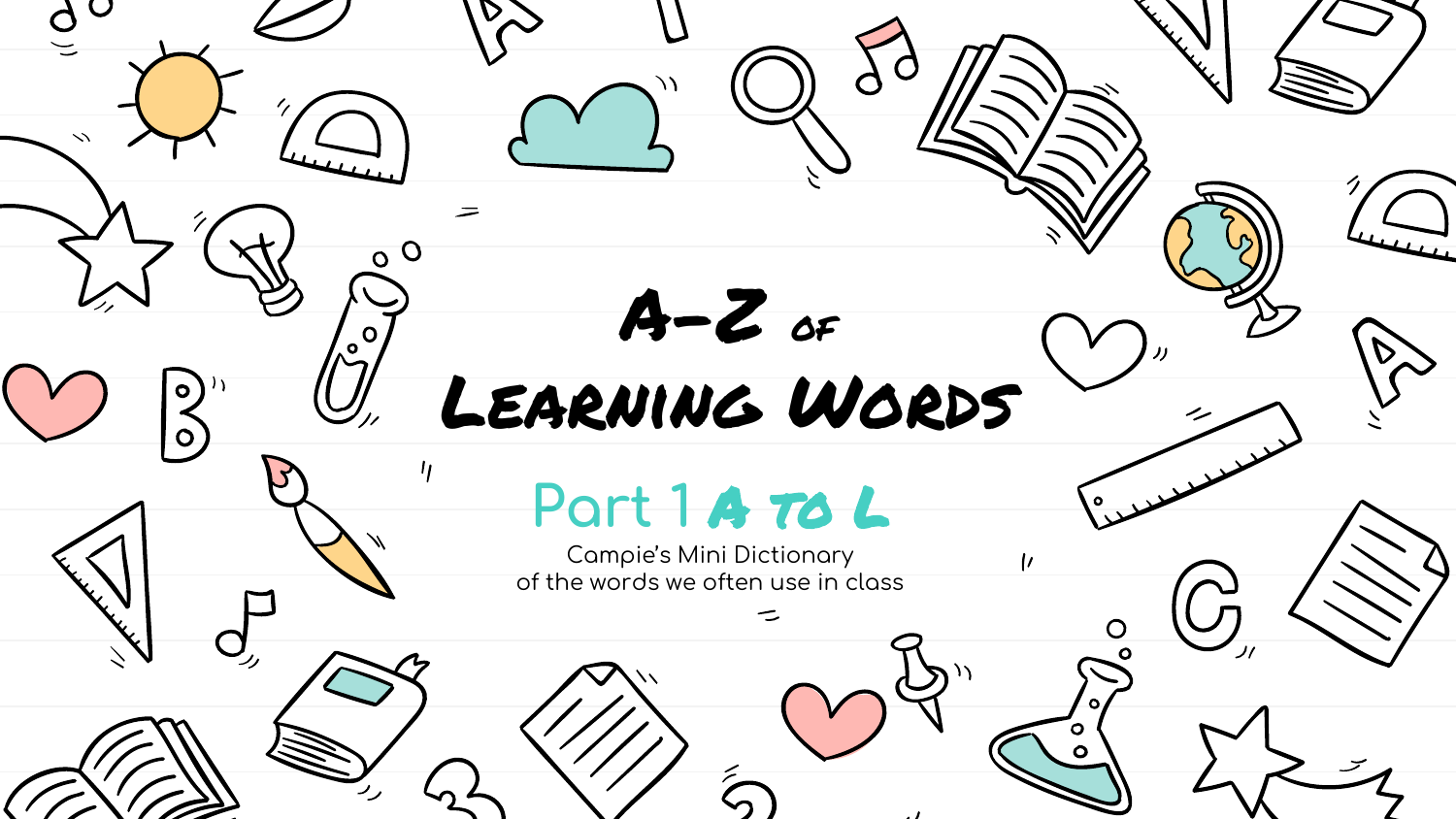# A-Z of Learning Words

## Part 1 A to L

Campie's Mini Dictionary
of the words we often use in class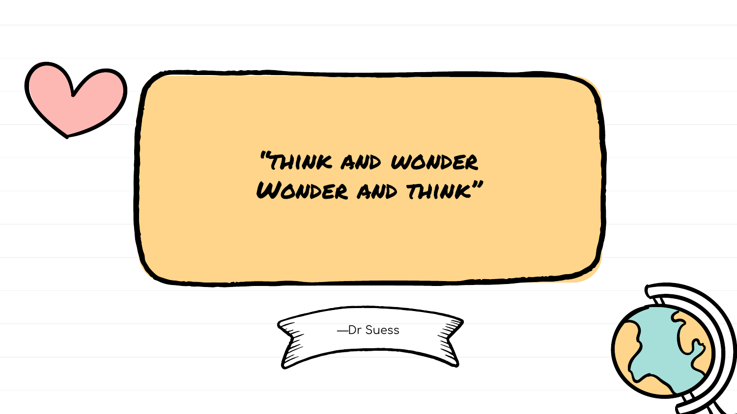"Think and wonder
Wonder and think"

—Dr Suess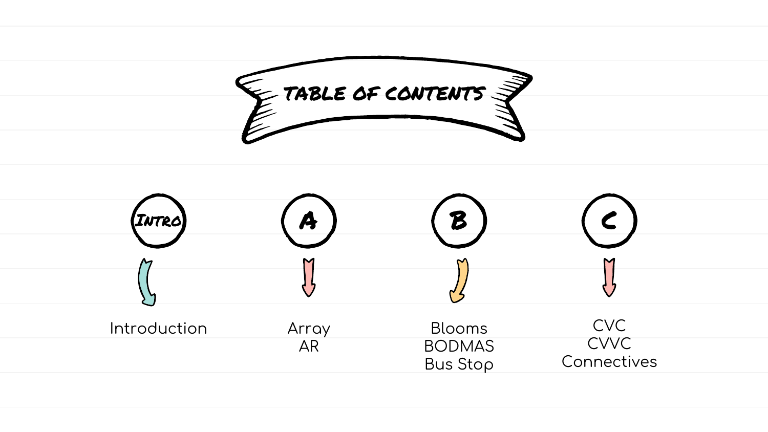# TABLE OF CONTENTS

## Intro

Introduction

## A

Array
AR

## B

Blooms
BODMAS
Bus Stop

## C

CVC
CVVC
Connectives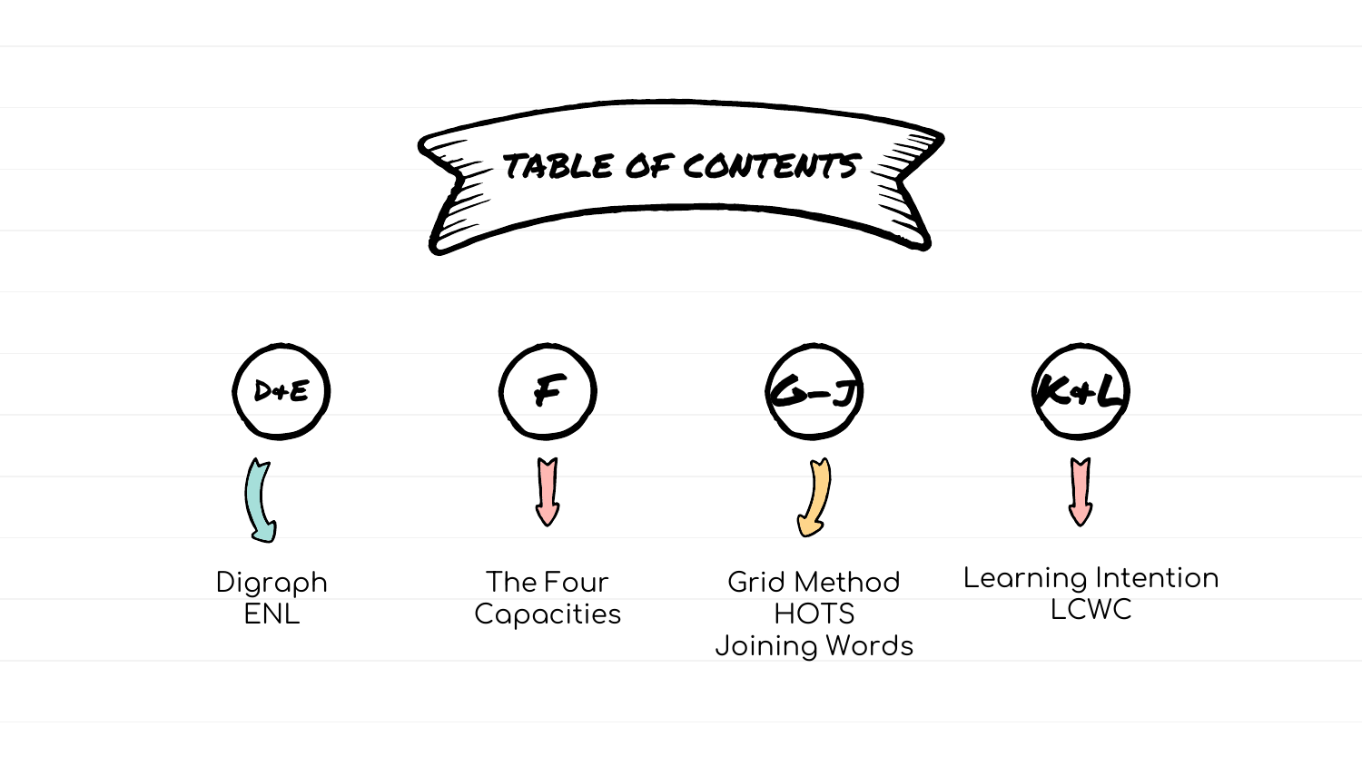# TABLE OF CONTENTS

**D+E**
- Digraph
- ENL

**F**
- The Four Capacities

**G–J**
- Grid Method
- HOTS
- Joining Words

**K+L**
- Learning Intention
- LCWC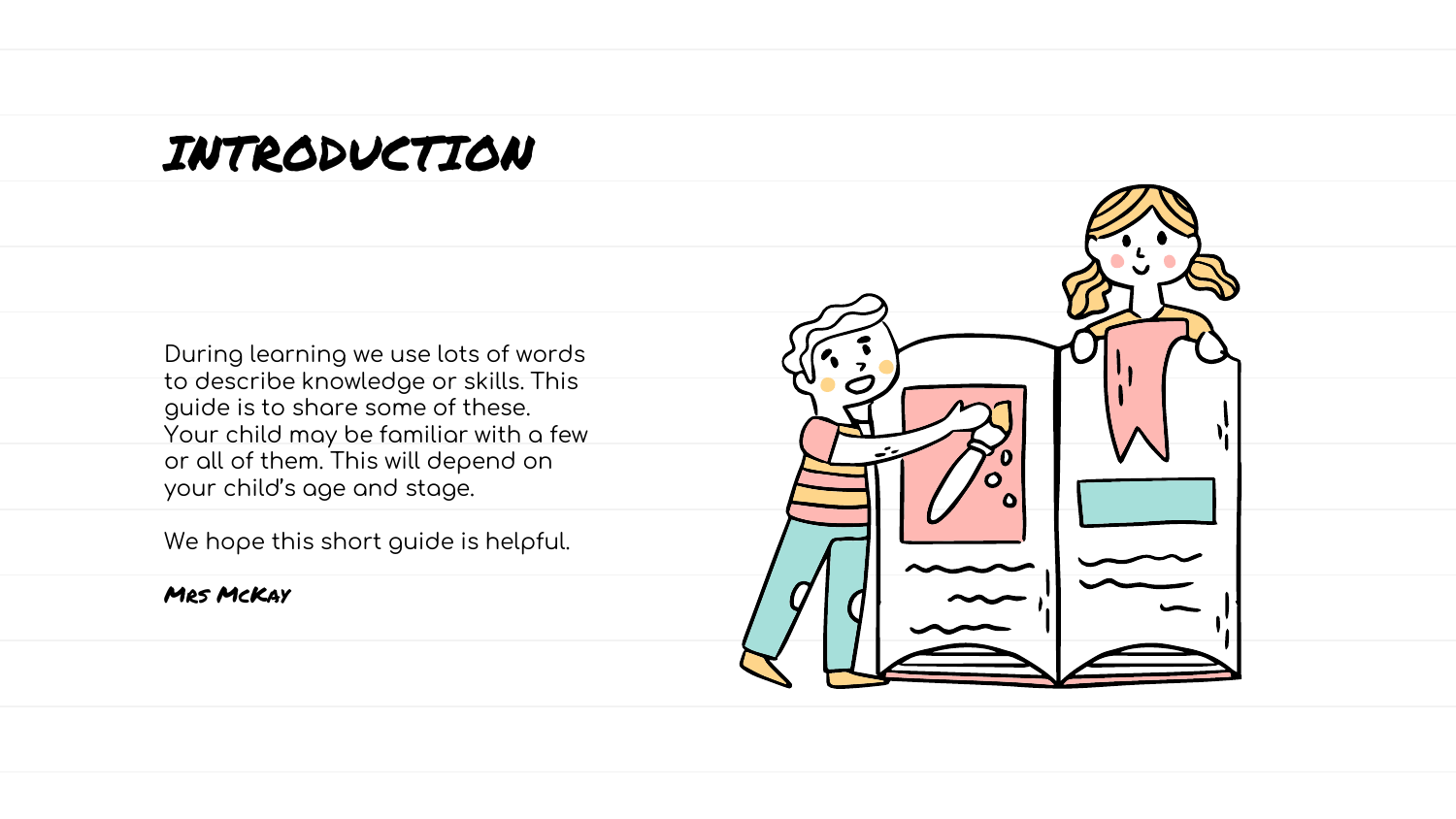# INTRODUCTION

During learning we use lots of words to describe knowledge or skills. This guide is to share some of these. Your child may be familiar with a few or all of them. This will depend on your child's age and stage.

We hope this short guide is helpful.

*Mrs McKay*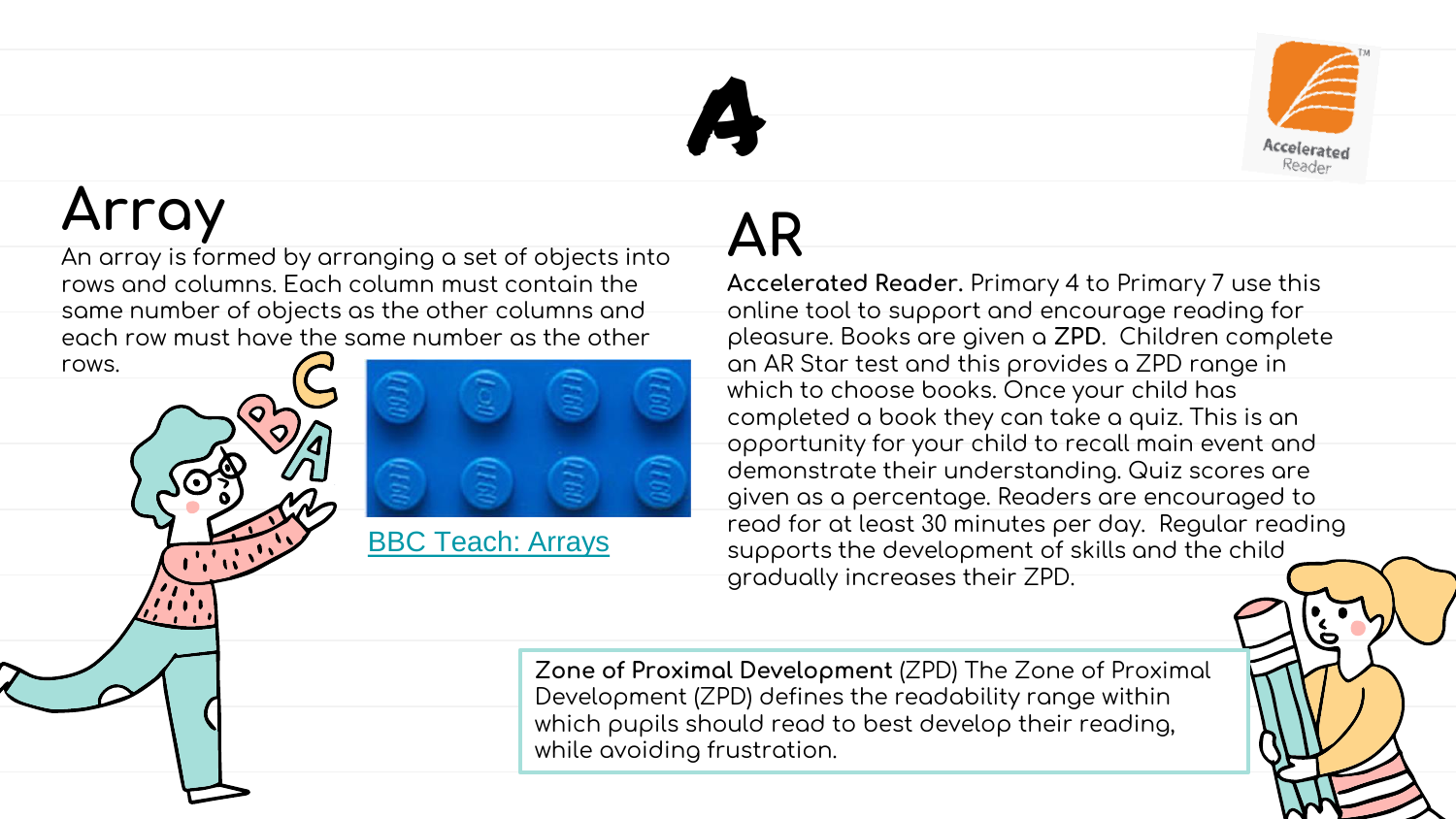# A

## Array

An array is formed by arranging a set of objects into rows and columns. Each column must contain the same number of objects as the other columns and each row must have the same number as the other rows.

[BBC Teach: Arrays]

## AR

**Accelerated Reader.** Primary 4 to Primary 7 use this online tool to support and encourage reading for pleasure. Books are given a **ZPD**. Children complete an AR Star test and this provides a ZPD range in which to choose books. Once your child has completed a book they can take a quiz. This is an opportunity for your child to recall main event and demonstrate their understanding. Quiz scores are given as a percentage. Readers are encouraged to read for at least 30 minutes per day. Regular reading supports the development of skills and the child gradually increases their ZPD.

**Zone of Proximal Development** (ZPD) The Zone of Proximal Development (ZPD) defines the readability range within which pupils should read to best develop their reading, while avoiding frustration.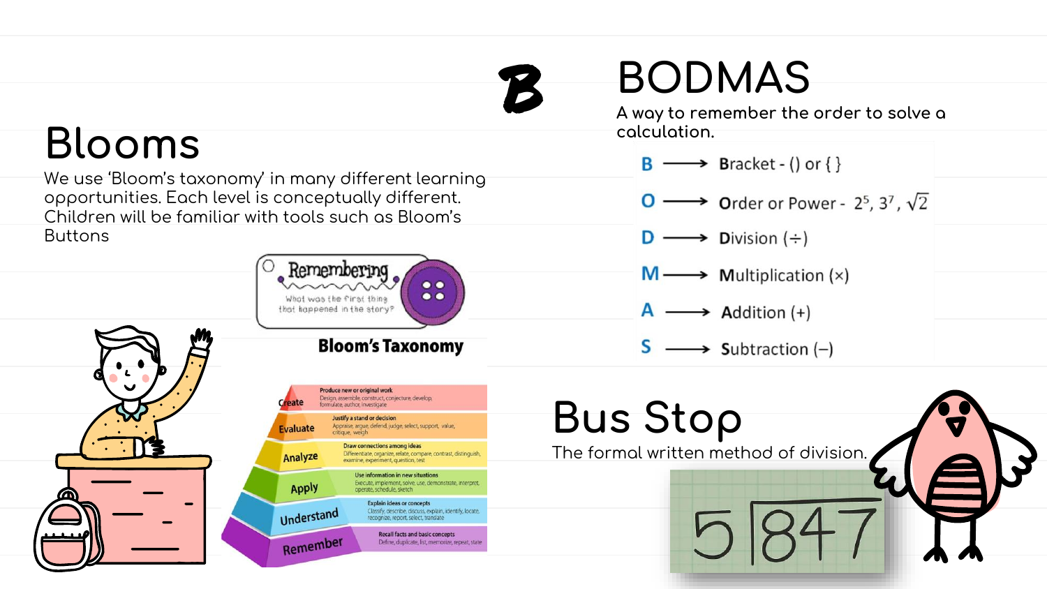# B

## Blooms

We use 'Bloom's taxonomy' in many different learning opportunities. Each level is conceptually different. Children will be familiar with tools such as Bloom's Buttons

## BODMAS

A way to remember the order to solve a calculation.

- **B** → Bracket - () or { }
- **O** → Order or Power - $2^5$, $3^7$, $\sqrt{2}$
- **D** → Division (÷)
- **M** → Multiplication (×)
- **A** → Addition (+)
- **S** → Subtraction (−)

## Bus Stop

The formal written method of division.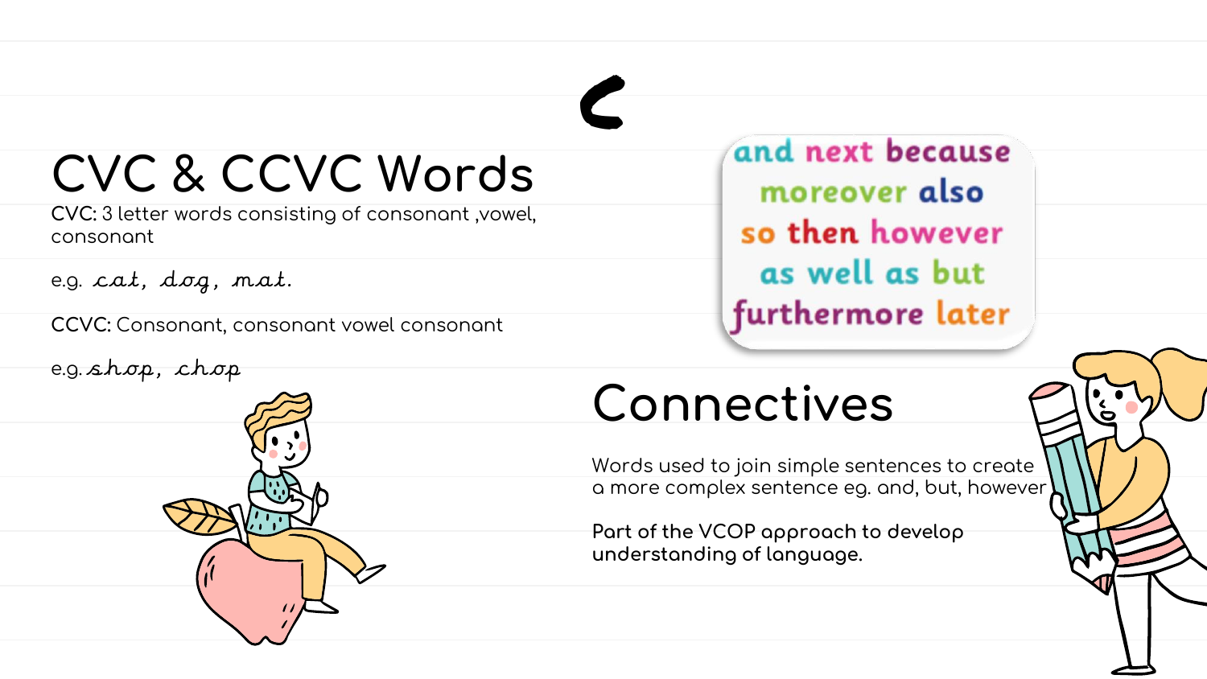C

# CVC & CCVC Words

**CVC:** 3 letter words consisting of consonant ,vowel, consonant

e.g. *cat, dog, mat.*

**CCVC:** Consonant, consonant vowel consonant

e.g. *shop, chop*

and next because
moreover also
so then however
as well as but
furthermore later

# Connectives

Words used to join simple sentences to create a more complex sentence eg. and, but, however

Part of the VCOP approach to develop understanding of language.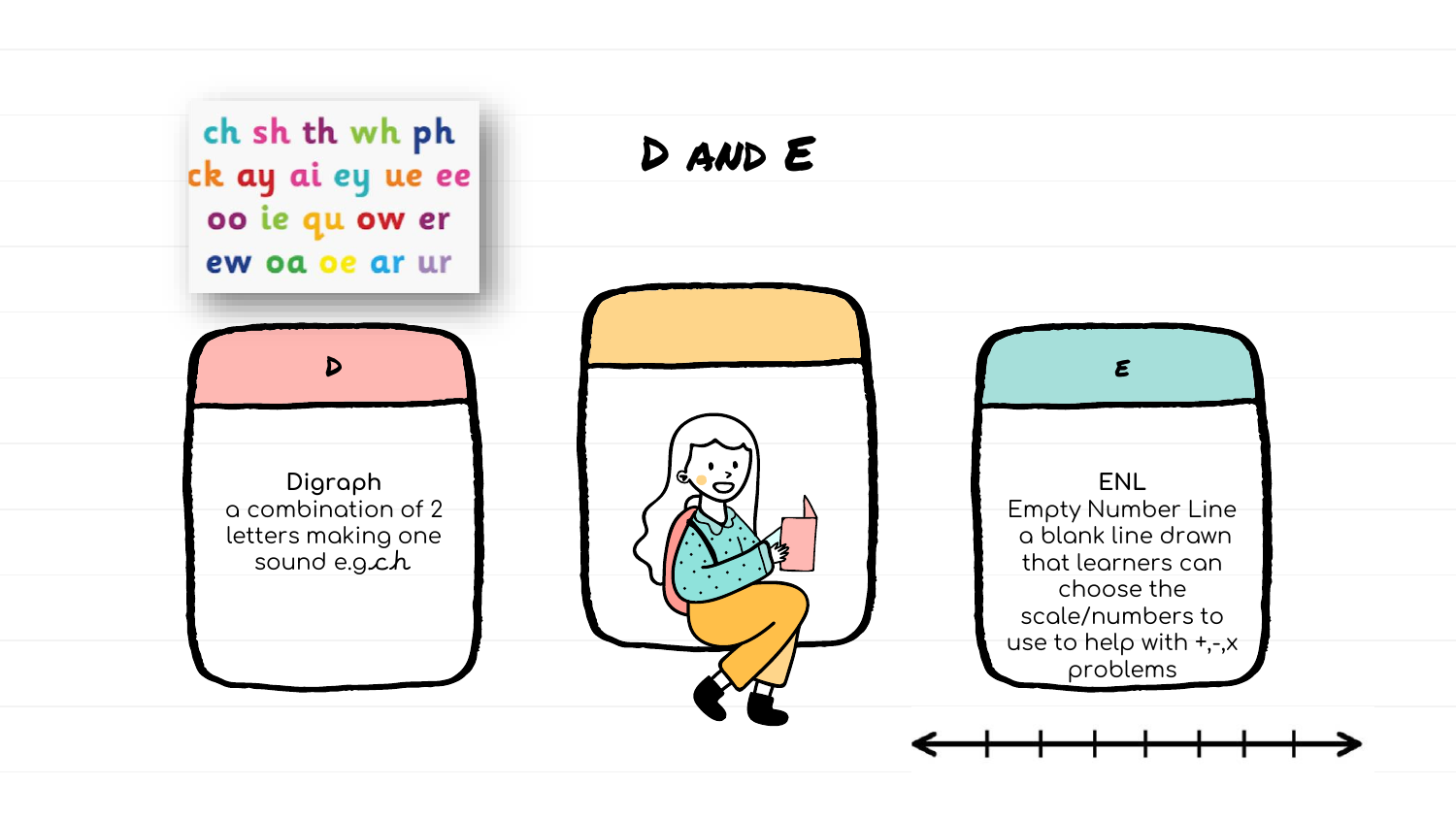# D AND E

ch sh th wh ph
ck ay ai ey ue ee
oo ie qu ow er
ew oa oe ar ur

## D

**Digraph**
a combination of 2 letters making one sound e.g.ch

## E

**ENL**
Empty Number Line
a blank line drawn that learners can choose the scale/numbers to use to help with +,-,x problems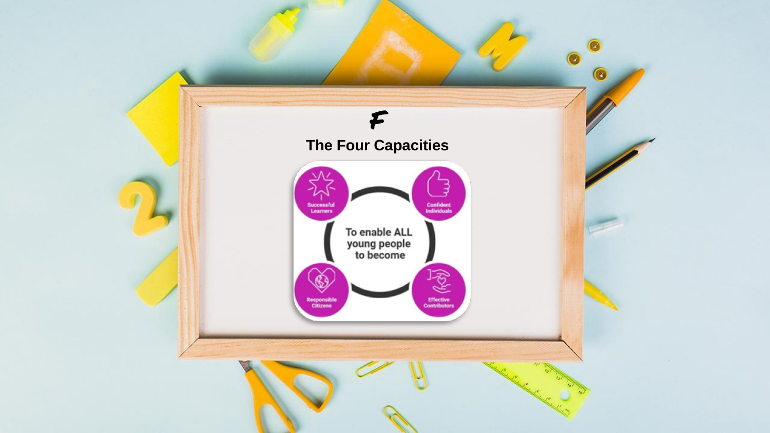# The Four Capacities

To enable ALL young people to become

- Successful Learners
- Confident Individuals
- Responsible Citizens
- Effective Contributors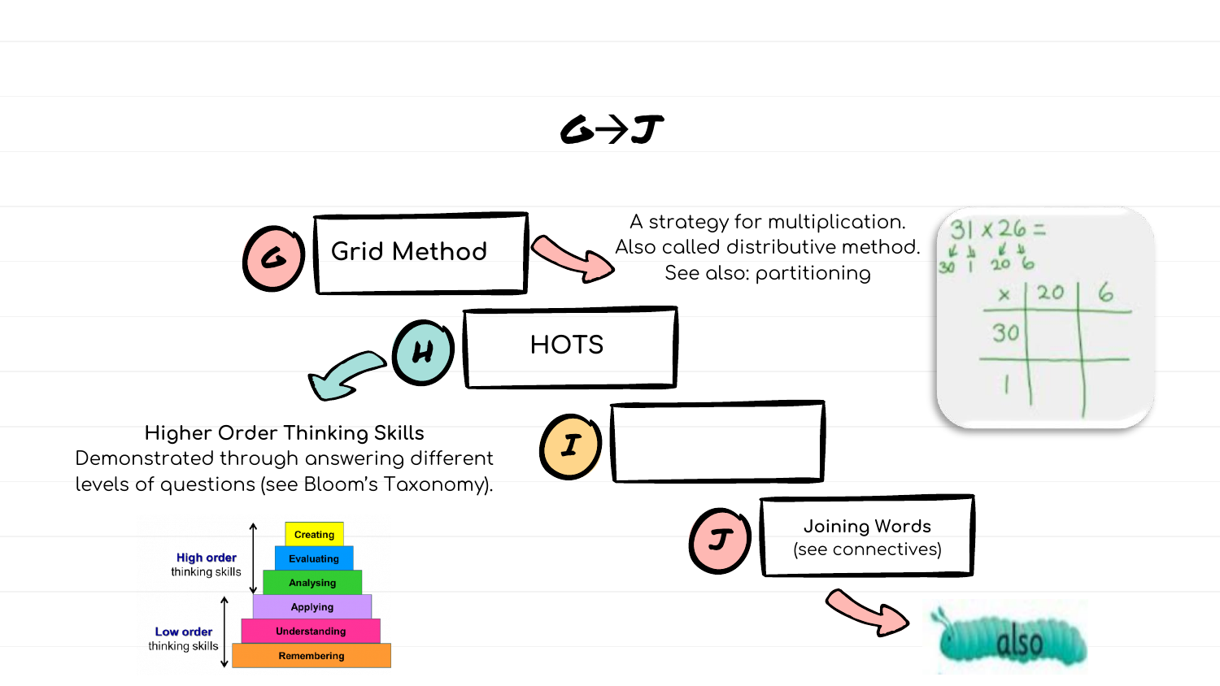# G→J

**G** — Grid Method

A strategy for multiplication.
Also called distributive method.
See also: partitioning

31 x 26 =
30 1 20 6

| x | 20 | 6 |
|---|---|---|
| 30 | | |
| 1 | | |

**H** — HOTS

Higher Order Thinking Skills
Demonstrated through answering different levels of questions (see Bloom's Taxonomy).

High order thinking skills:
- Creating
- Evaluating
- Analysing

Low order thinking skills:
- Applying
- Understanding
- Remembering

**I** —

**J** — Joining Words (see connectives)

also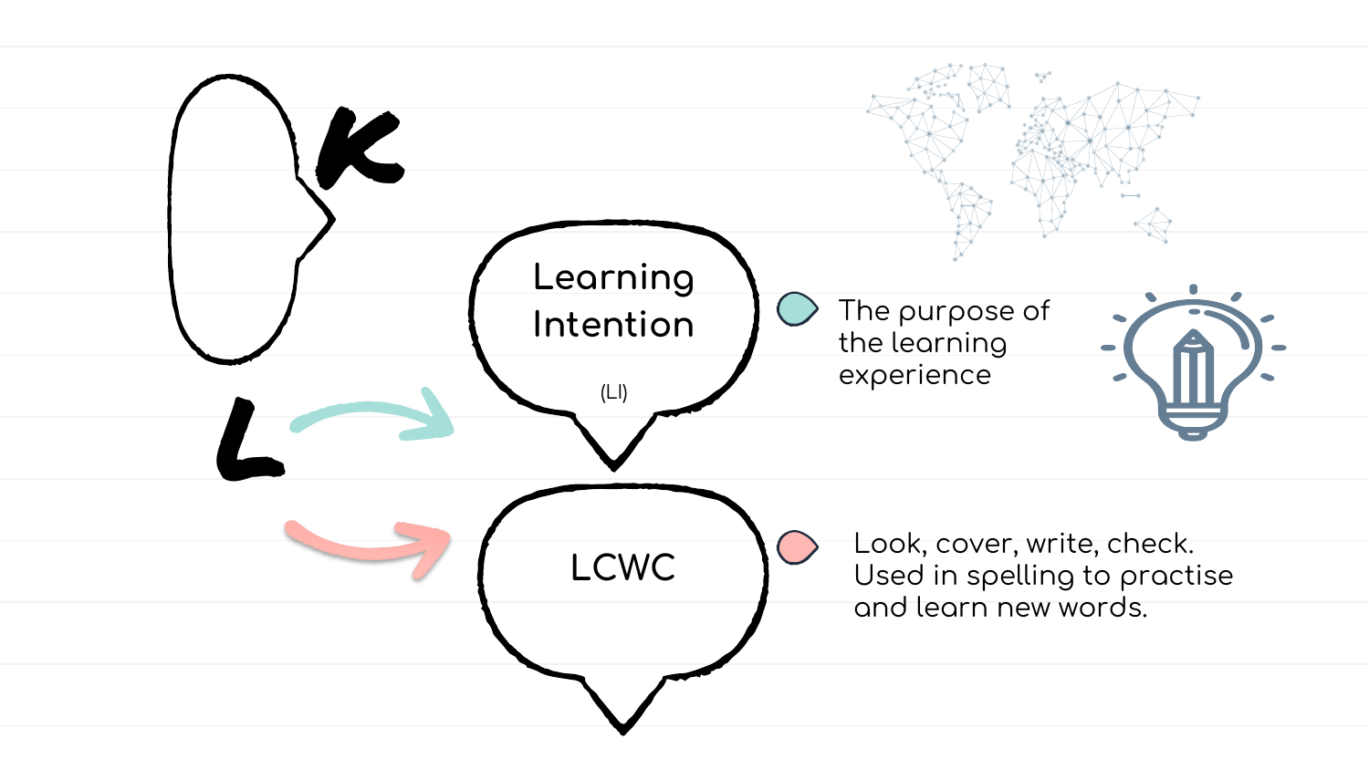K

L

**Learning Intention**

(LI)

The purpose of the learning experience

**LCWC**

Look, cover, write, check. Used in spelling to practise and learn new words.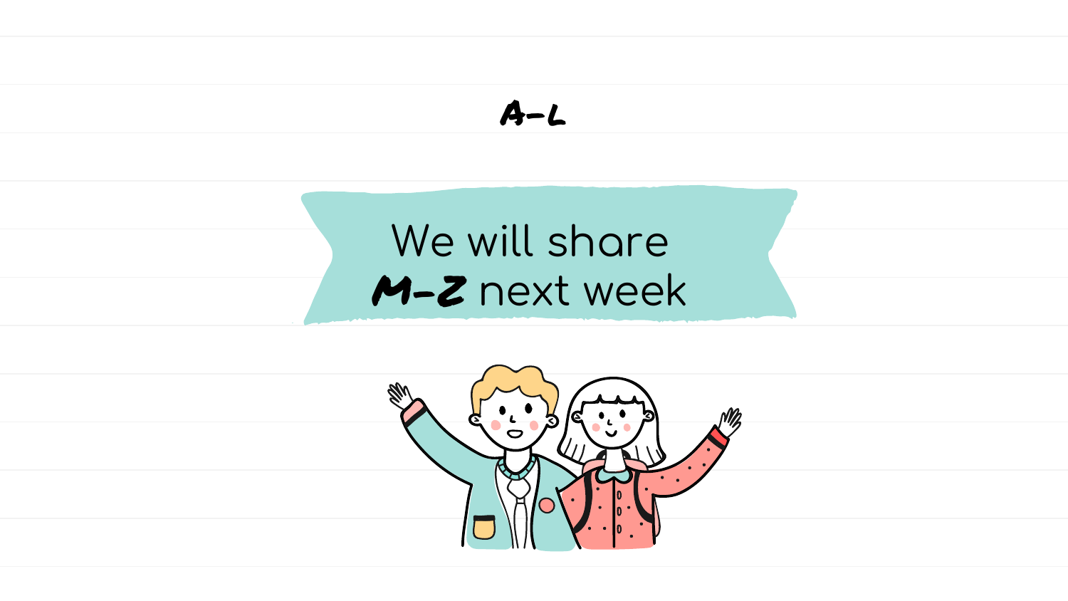# A-L

We will share **M-Z** next week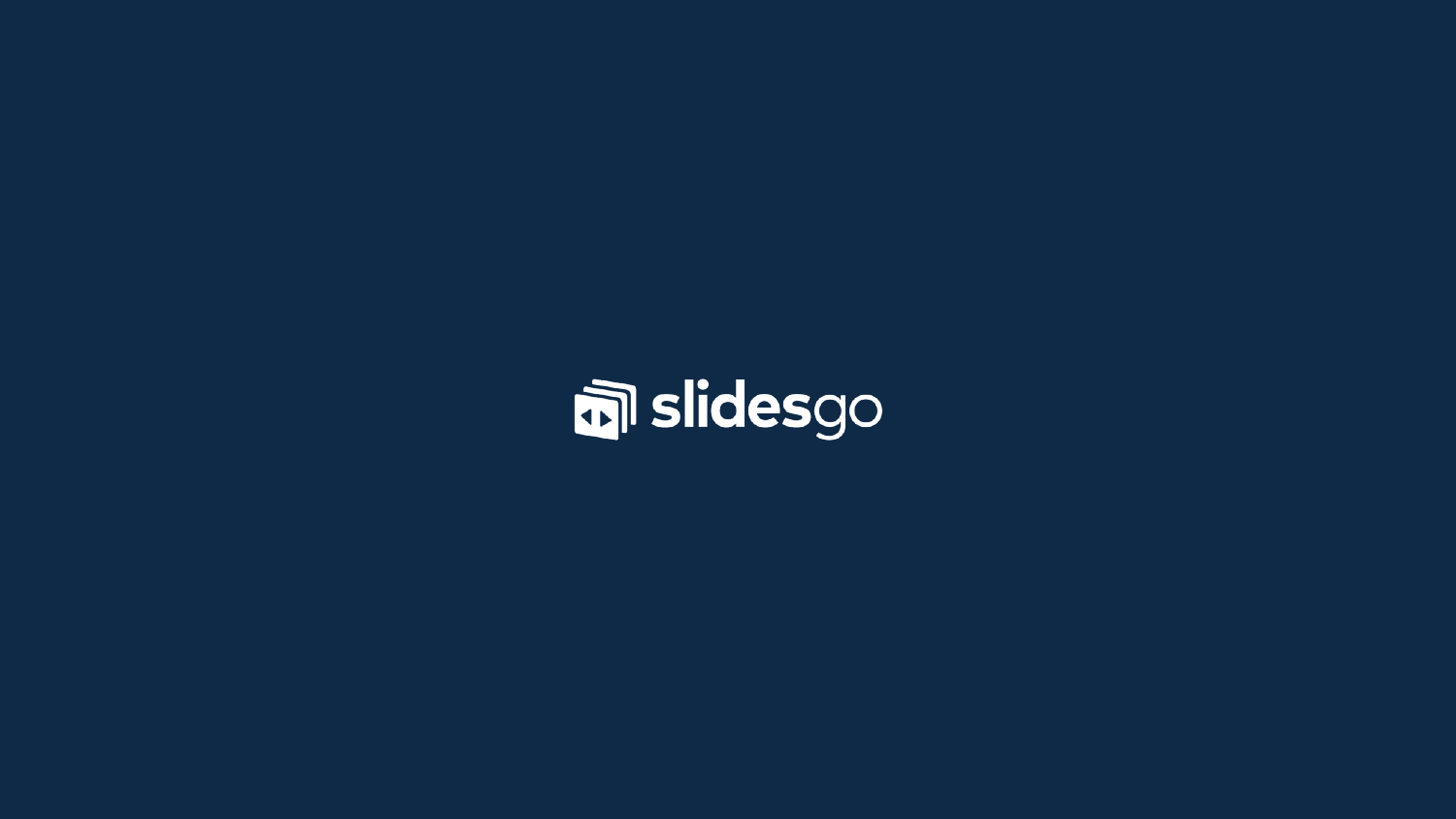slidesgo